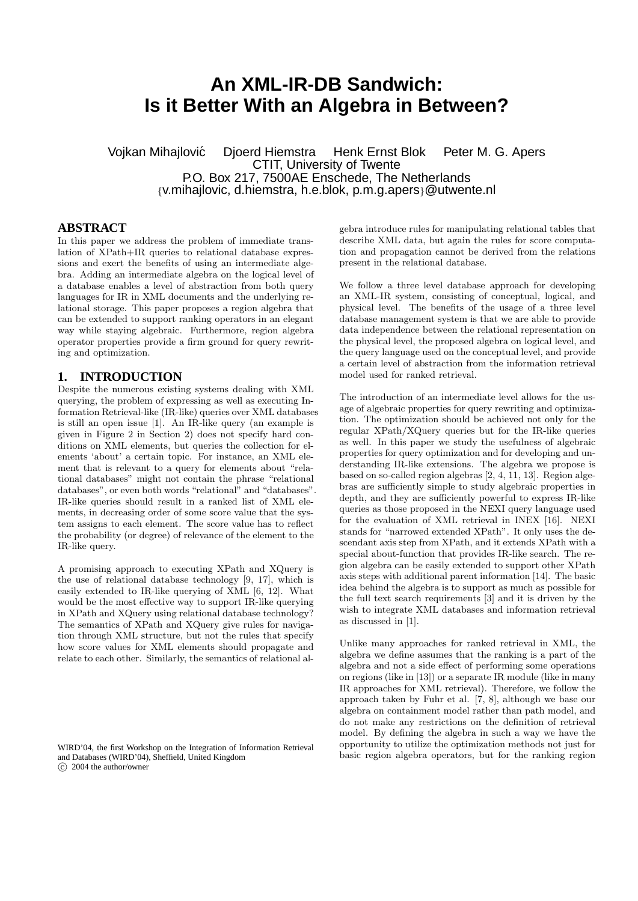# An XML-IR-DB Sandwich: Is it Better With an Algebra in Between?

Vojkan Mihajlović Djoerd Hiemstra Henk Ernst Blok Peter M. G. Apers
CTIT, University of Twente
P.O. Box 217, 7500AE Enschede, The Netherlands
{v.mihajlovic, d.hiemstra, h.e.blok, p.m.g.apers}@utwente.nl

## ABSTRACT

In this paper we address the problem of immediate translation of XPath+IR queries to relational database expressions and exert the benefits of using an intermediate algebra. Adding an intermediate algebra on the logical level of a database enables a level of abstraction from both query languages for IR in XML documents and the underlying relational storage. This paper proposes a region algebra that can be extended to support ranking operators in an elegant way while staying algebraic. Furthermore, region algebra operator properties provide a firm ground for query rewriting and optimization.

## 1. INTRODUCTION

Despite the numerous existing systems dealing with XML querying, the problem of expressing as well as executing Information Retrieval-like (IR-like) queries over XML databases is still an open issue [1]. An IR-like query (an example is given in Figure 2 in Section 2) does not specify hard conditions on XML elements, but queries the collection for elements 'about' a certain topic. For instance, an XML element that is relevant to a query for elements about "relational databases" might not contain the phrase "relational databases", or even both words "relational" and "databases". IR-like queries should result in a ranked list of XML elements, in decreasing order of some score value that the system assigns to each element. The score value has to reflect the probability (or degree) of relevance of the element to the IR-like query.

A promising approach to executing XPath and XQuery is the use of relational database technology [9, 17], which is easily extended to IR-like querying of XML [6, 12]. What would be the most effective way to support IR-like querying in XPath and XQuery using relational database technology? The semantics of XPath and XQuery give rules for navigation through XML structure, but not the rules that specify how score values for XML elements should propagate and relate to each other. Similarly, the semantics of relational algebra introduce rules for manipulating relational tables that describe XML data, but again the rules for score computation and propagation cannot be derived from the relations present in the relational database.

We follow a three level database approach for developing an XML-IR system, consisting of conceptual, logical, and physical level. The benefits of the usage of a three level database management system is that we are able to provide data independence between the relational representation on the physical level, the proposed algebra on logical level, and the query language used on the conceptual level, and provide a certain level of abstraction from the information retrieval model used for ranked retrieval.

The introduction of an intermediate level allows for the usage of algebraic properties for query rewriting and optimization. The optimization should be achieved not only for the regular XPath/XQuery queries but for the IR-like queries as well. In this paper we study the usefulness of algebraic properties for query optimization and for developing and understanding IR-like extensions. The algebra we propose is based on so-called region algebras [2, 4, 11, 13]. Region algebras are sufficiently simple to study algebraic properties in depth, and they are sufficiently powerful to express IR-like queries as those proposed in the NEXI query language used for the evaluation of XML retrieval in INEX [16]. NEXI stands for "narrowed extended XPath". It only uses the descendant axis step from XPath, and it extends XPath with a special about-function that provides IR-like search. The region algebra can be easily extended to support other XPath axis steps with additional parent information [14]. The basic idea behind the algebra is to support as much as possible for the full text search requirements [3] and it is driven by the wish to integrate XML databases and information retrieval as discussed in [1].

Unlike many approaches for ranked retrieval in XML, the algebra we define assumes that the ranking is a part of the algebra and not a side effect of performing some operations on regions (like in [13]) or a separate IR module (like in many IR approaches for XML retrieval). Therefore, we follow the approach taken by Fuhr et al. [7, 8], although we base our algebra on containment model rather than path model, and do not make any restrictions on the definition of retrieval model. By defining the algebra in such a way we have the opportunity to utilize the optimization methods not just for basic region algebra operators, but for the ranking region

WIRD'04, the first Workshop on the Integration of Information Retrieval and Databases (WIRD'04), Sheffield, United Kingdom
© 2004 the author/owner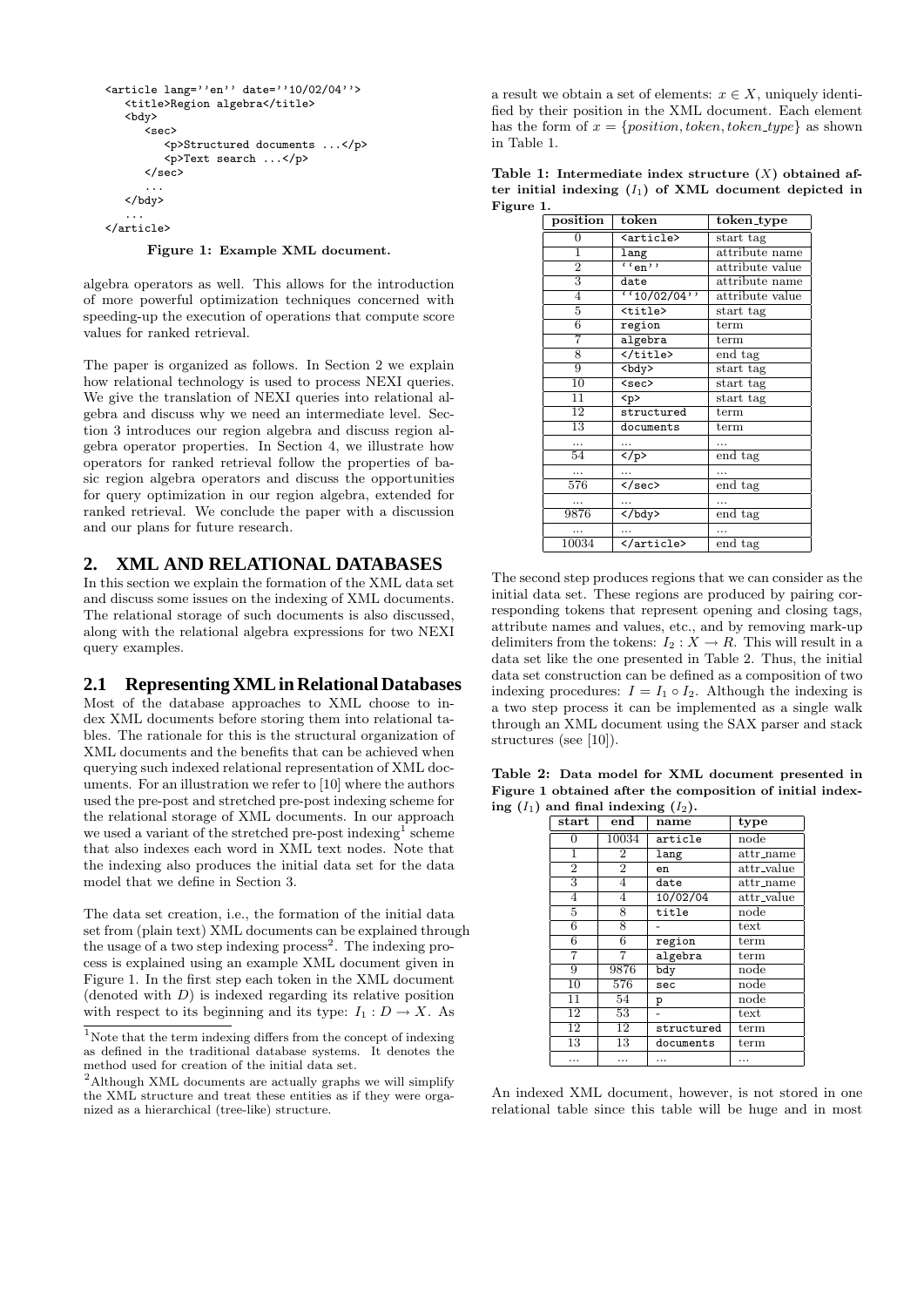```
<article lang=''en'' date=''10/02/04''>
   <title>Region algebra</title>
   <bdy>
      <sec>
         <p>Structured documents ...</p>
         <p>Text search ...</p>
      </sec>
      ...
   </bdy>
   ...
</article>
```

**Figure 1: Example XML document.**

algebra operators as well. This allows for the introduction of more powerful optimization techniques concerned with speeding-up the execution of operations that compute score values for ranked retrieval.

The paper is organized as follows. In Section 2 we explain how relational technology is used to process NEXI queries. We give the translation of NEXI queries into relational algebra and discuss why we need an intermediate level. Section 3 introduces our region algebra and discuss region algebra operator properties. In Section 4, we illustrate how operators for ranked retrieval follow the properties of basic region algebra operators and discuss the opportunities for query optimization in our region algebra, extended for ranked retrieval. We conclude the paper with a discussion and our plans for future research.

## 2. XML AND RELATIONAL DATABASES

In this section we explain the formation of the XML data set and discuss some issues on the indexing of XML documents. The relational storage of such documents is also discussed, along with the relational algebra expressions for two NEXI query examples.

### 2.1 Representing XML in Relational Databases

Most of the database approaches to XML choose to index XML documents before storing them into relational tables. The rationale for this is the structural organization of XML documents and the benefits that can be achieved when querying such indexed relational representation of XML documents. For an illustration we refer to [10] where the authors used the pre-post and stretched pre-post indexing scheme for the relational storage of XML documents. In our approach we used a variant of the stretched pre-post indexing[1] scheme that also indexes each word in XML text nodes. Note that the indexing also produces the initial data set for the data model that we define in Section 3.

The data set creation, i.e., the formation of the initial data set from (plain text) XML documents can be explained through the usage of a two step indexing process[2]. The indexing process is explained using an example XML document given in Figure 1. In the first step each token in the XML document (denoted with $D$) is indexed regarding its relative position with respect to its beginning and its type: $I_1 : D \rightarrow X$. As a result we obtain a set of elements: $x \in X$, uniquely identified by their position in the XML document. Each element has the form of $x = \{position, token, token\_type\}$ as shown in Table 1.

**Table 1: Intermediate index structure ($X$) obtained after initial indexing ($I_1$) of XML document depicted in Figure 1.**

| position | token | token_type |
|---|---|---|
| 0 | `<article>` | start tag |
| 1 | `lang` | attribute name |
| 2 | `''en''` | attribute value |
| 3 | `date` | attribute name |
| 4 | `''10/02/04''` | attribute value |
| 5 | `<title>` | start tag |
| 6 | `region` | term |
| 7 | `algebra` | term |
| 8 | `</title>` | end tag |
| 9 | `<bdy>` | start tag |
| 10 | `<sec>` | start tag |
| 11 | `<p>` | start tag |
| 12 | `structured` | term |
| 13 | `documents` | term |
| ... | ... | ... |
| 54 | `</p>` | end tag |
| ... | ... | ... |
| 576 | `</sec>` | end tag |
| ... | ... | ... |
| 9876 | `</bdy>` | end tag |
| ... | ... | ... |
| 10034 | `</article>` | end tag |

The second step produces regions that we can consider as the initial data set. These regions are produced by pairing corresponding tokens that represent opening and closing tags, attribute names and values, etc., and by removing mark-up delimiters from the tokens: $I_2 : X \rightarrow R$. This will result in a data set like the one presented in Table 2. Thus, the initial data set construction can be defined as a composition of two indexing procedures: $I = I_1 \circ I_2$. Although the indexing is a two step process it can be implemented as a single walk through an XML document using the SAX parser and stack structures (see [10]).

**Table 2: Data model for XML document presented in Figure 1 obtained after the composition of initial indexing ($I_1$) and final indexing ($I_2$).**

| start | end | name | type |
|---|---|---|---|
| 0 | 10034 | `article` | node |
| 1 | 2 | `lang` | attr_name |
| 2 | 2 | `en` | attr_value |
| 3 | 4 | `date` | attr_name |
| 4 | 4 | `10/02/04` | attr_value |
| 5 | 8 | `title` | node |
| 6 | 8 | - | text |
| 6 | 6 | `region` | term |
| 7 | 7 | `algebra` | term |
| 9 | 9876 | `bdy` | node |
| 10 | 576 | `sec` | node |
| 11 | 54 | `p` | node |
| 12 | 53 | - | text |
| 12 | 12 | `structured` | term |
| 13 | 13 | `documents` | term |
| ... | ... | ... | ... |

An indexed XML document, however, is not stored in one relational table since this table will be huge and in most

[1] Note that the term indexing differs from the concept of indexing as defined in the traditional database systems. It denotes the method used for creation of the initial data set.

[2] Although XML documents are actually graphs we will simplify the XML structure and treat these entities as if they were organized as a hierarchical (tree-like) structure.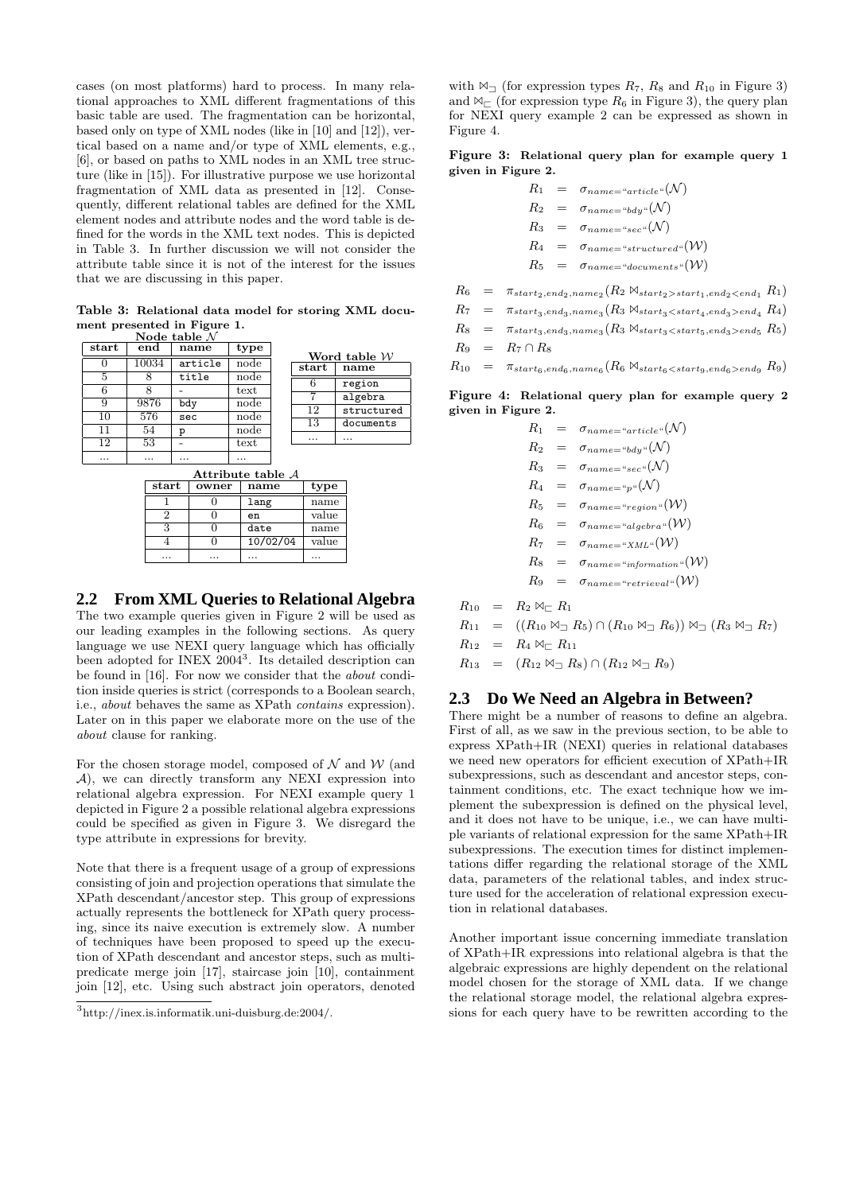cases (on most platforms) hard to process. In many relational approaches to XML different fragmentations of this basic table are used. The fragmentation can be horizontal, based only on type of XML nodes (like in [10] and [12]), vertical based on a name and/or type of XML elements, e.g., [6], or based on paths to XML nodes in an XML tree structure (like in [15]). For illustrative purpose we use horizontal fragmentation of XML data as presented in [12]. Consequently, different relational tables are defined for the XML element nodes and attribute nodes and the word table is defined for the words in the XML text nodes. This is depicted in Table 3. In further discussion we will not consider the attribute table since it is not of the interest for the issues that we are discussing in this paper.

**Table 3: Relational data model for storing XML document presented in Figure 1.**

**Node table $\mathcal{N}$**

| start | end | name | type |
|---|---|---|---|
| 0 | 10034 | article | node |
| 5 | 8 | title | node |
| 6 | 8 | - | text |
| 9 | 9876 | bdy | node |
| 10 | 576 | sec | node |
| 11 | 54 | p | node |
| 12 | 53 | - | text |
| ... | ... | ... | ... |

**Word table $\mathcal{W}$**

| start | name |
|---|---|
| 6 | region |
| 7 | algebra |
| 12 | structured |
| 13 | documents |
| ... | ... |

**Attribute table $\mathcal{A}$**

| start | owner | name | type |
|---|---|---|---|
| 1 | 0 | lang | name |
| 2 | 0 | en | value |
| 3 | 0 | date | name |
| 4 | 0 | 10/02/04 | value |
| ... | ... | ... | ... |

## 2.2 From XML Queries to Relational Algebra

The two example queries given in Figure 2 will be used as our leading examples in the following sections. As query language we use NEXI query language which has officially been adopted for INEX 2004[3]. Its detailed description can be found in [16]. For now we consider that the *about* condition inside queries is strict (corresponds to a Boolean search, i.e., *about* behaves the same as XPath *contains* expression). Later on in this paper we elaborate more on the use of the *about* clause for ranking.

For the chosen storage model, composed of $\mathcal{N}$ and $\mathcal{W}$ (and $\mathcal{A}$), we can directly transform any NEXI expression into relational algebra expression. For NEXI example query 1 depicted in Figure 2 a possible relational algebra expressions could be specified as given in Figure 3. We disregard the type attribute in expressions for brevity.

Note that there is a frequent usage of a group of expressions consisting of join and projection operations that simulate the XPath descendant/ancestor step. This group of expressions actually represents the bottleneck for XPath query processing, since its naive execution is extremely slow. A number of techniques have been proposed to speed up the execution of XPath descendant and ancestor steps, such as multi-predicate merge join [17], staircase join [10], containment join [12], etc. Using such abstract join operators, denoted with $\bowtie_{\sqsupset}$ (for expression types $R_7$, $R_8$ and $R_{10}$ in Figure 3) and $\bowtie_{\sqsubset}$ (for expression type $R_6$ in Figure 3), the query plan for NEXI query example 2 can be expressed as shown in Figure 4.

[3]http://inex.is.informatik.uni-duisburg.de:2004/.

**Figure 3: Relational query plan for example query 1 given in Figure 2.**

$$
\begin{aligned}
R_1 &= \sigma_{name=\text{"}article\text{"}}(\mathcal{N}) \\
R_2 &= \sigma_{name=\text{"}bdy\text{"}}(\mathcal{N}) \\
R_3 &= \sigma_{name=\text{"}sec\text{"}}(\mathcal{N}) \\
R_4 &= \sigma_{name=\text{"}structured\text{"}}(\mathcal{W}) \\
R_5 &= \sigma_{name=\text{"}documents\text{"}}(\mathcal{W})
\end{aligned}
$$

$$
\begin{aligned}
R_6 &= \pi_{start_2,end_2,name_2}(R_2 \bowtie_{start_2>start_1,end_2<end_1} R_1) \\
R_7 &= \pi_{start_3,end_3,name_3}(R_3 \bowtie_{start_3<start_4,end_3>end_4} R_4) \\
R_8 &= \pi_{start_3,end_3,name_3}(R_3 \bowtie_{start_3<start_5,end_3>end_5} R_5) \\
R_9 &= R_7 \cap R_8 \\
R_{10} &= \pi_{start_6,end_6,name_6}(R_6 \bowtie_{start_6<start_9,end_6>end_9} R_9)
\end{aligned}
$$

**Figure 4: Relational query plan for example query 2 given in Figure 2.**

$$
\begin{aligned}
R_1 &= \sigma_{name=\text{"}article\text{"}}(\mathcal{N}) \\
R_2 &= \sigma_{name=\text{"}bdy\text{"}}(\mathcal{N}) \\
R_3 &= \sigma_{name=\text{"}sec\text{"}}(\mathcal{N}) \\
R_4 &= \sigma_{name=\text{"}p\text{"}}(\mathcal{N}) \\
R_5 &= \sigma_{name=\text{"}region\text{"}}(\mathcal{W}) \\
R_6 &= \sigma_{name=\text{"}algebra\text{"}}(\mathcal{W}) \\
R_7 &= \sigma_{name=\text{"}XML\text{"}}(\mathcal{W}) \\
R_8 &= \sigma_{name=\text{"}information\text{"}}(\mathcal{W}) \\
R_9 &= \sigma_{name=\text{"}retrieval\text{"}}(\mathcal{W})
\end{aligned}
$$

$$
\begin{aligned}
R_{10} &= R_2 \bowtie_{\sqsubset} R_1 \\
R_{11} &= ((R_{10} \bowtie_{\sqsupset} R_5) \cap (R_{10} \bowtie_{\sqsupset} R_6)) \bowtie_{\sqsupset} (R_3 \bowtie_{\sqsupset} R_7) \\
R_{12} &= R_4 \bowtie_{\sqsubset} R_{11} \\
R_{13} &= (R_{12} \bowtie_{\sqsupset} R_8) \cap (R_{12} \bowtie_{\sqsupset} R_9)
\end{aligned}
$$

## 2.3 Do We Need an Algebra in Between?

There might be a number of reasons to define an algebra. First of all, as we saw in the previous section, to be able to express XPath+IR (NEXI) queries in relational databases we need new operators for efficient execution of XPath+IR subexpressions, such as descendant and ancestor steps, containment conditions, etc. The exact technique how we implement the subexpression is defined on the physical level, and it does not have to be unique, i.e., we can have multiple variants of relational expression for the same XPath+IR subexpressions. The execution times for distinct implementations differ regarding the relational storage of the XML data, parameters of the relational tables, and index structure used for the acceleration of relational expression execution in relational databases.

Another important issue concerning immediate translation of XPath+IR expressions into relational algebra is that the algebraic expressions are highly dependent on the relational model chosen for the storage of XML data. If we change the relational storage model, the relational algebra expressions for each query have to be rewritten according to the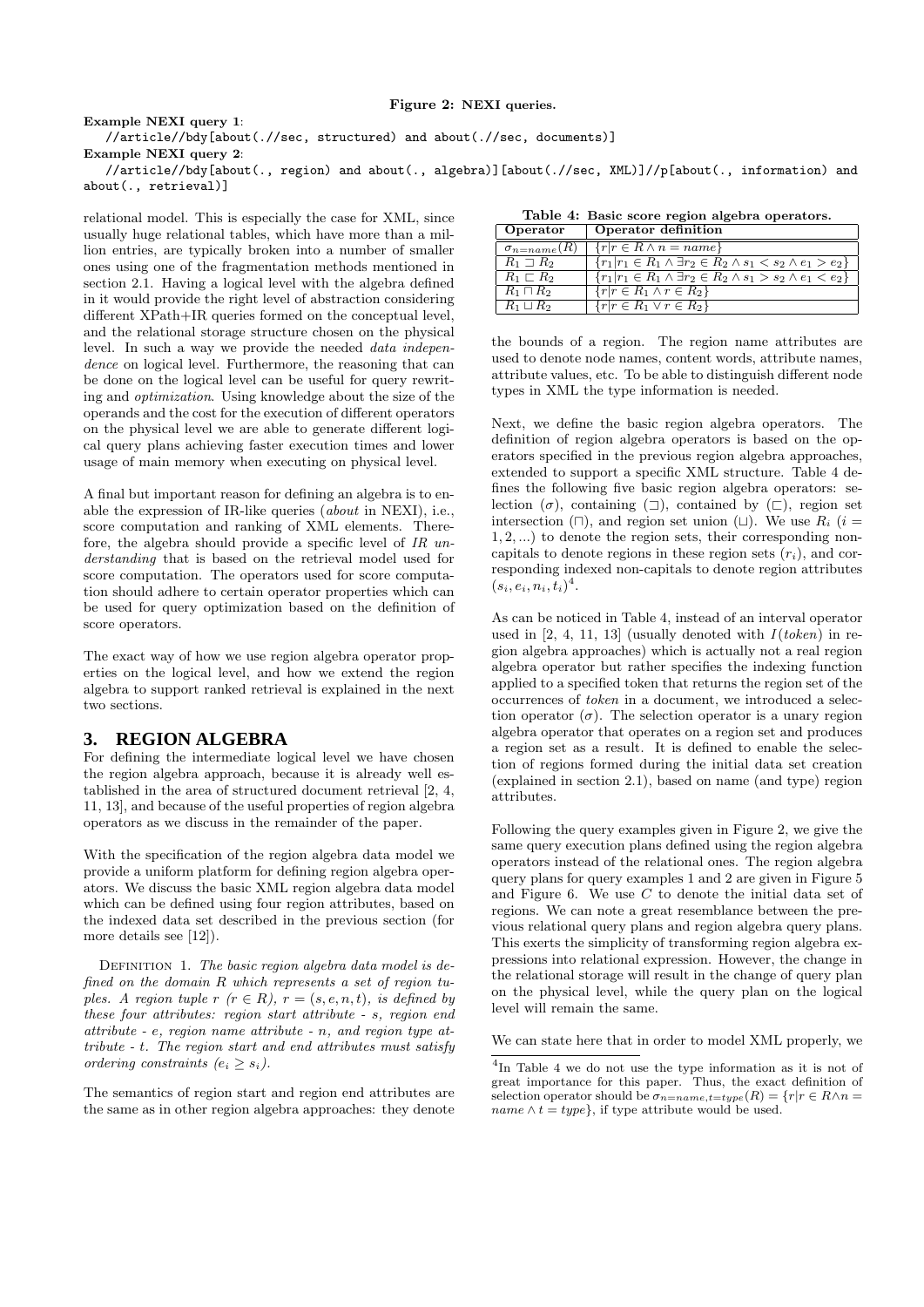**Figure 2: NEXI queries.**

**Example NEXI query 1**:

```
//article//bdy[about(.//sec, structured) and about(.//sec, documents)]
```

**Example NEXI query 2**:

```
//article//bdy[about(., region) and about(., algebra)][about(.//sec, XML)]//p[about(., information) and about(., retrieval)]
```

relational model. This is especially the case for XML, since usually huge relational tables, which have more than a million entries, are typically broken into a number of smaller ones using one of the fragmentation methods mentioned in section 2.1. Having a logical level with the algebra defined in it would provide the right level of abstraction considering different XPath+IR queries formed on the conceptual level, and the relational storage structure chosen on the physical level. In such a way we provide the needed *data independence* on logical level. Furthermore, the reasoning that can be done on the logical level can be useful for query rewriting and *optimization*. Using knowledge about the size of the operands and the cost for the execution of different operators on the physical level we are able to generate different logical query plans achieving faster execution times and lower usage of main memory when executing on physical level.

A final but important reason for defining an algebra is to enable the expression of IR-like queries (*about* in NEXI), i.e., score computation and ranking of XML elements. Therefore, the algebra should provide a specific level of *IR understanding* that is based on the retrieval model used for score computation. The operators used for score computation should adhere to certain operator properties which can be used for query optimization based on the definition of score operators.

The exact way of how we use region algebra operator properties on the logical level, and how we extend the region algebra to support ranked retrieval is explained in the next two sections.

# 3. REGION ALGEBRA

For defining the intermediate logical level we have chosen the region algebra approach, because it is already well established in the area of structured document retrieval [2, 4, 11, 13], and because of the useful properties of region algebra operators as we discuss in the remainder of the paper.

With the specification of the region algebra data model we provide a uniform platform for defining region algebra operators. We discuss the basic XML region algebra data model which can be defined using four region attributes, based on the indexed data set described in the previous section (for more details see [12]).

Definition 1. *The basic region algebra data model is defined on the domain $R$ which represents a set of region tuples. A region tuple $r$ ($r \in R$), $r = (s, e, n, t)$, is defined by these four attributes: region start attribute - $s$, region end attribute - $e$, region name attribute - $n$, and region type attribute - $t$. The region start and end attributes must satisfy ordering constraints ($e_i \geq s_i$).*

The semantics of region start and region end attributes are the same as in other region algebra approaches: they denote the bounds of a region. The region name attributes are used to denote node names, content words, attribute names, attribute values, etc. To be able to distinguish different node types in XML the type information is needed.

**Table 4: Basic score region algebra operators.**

| Operator | Operator definition |
|---|---|
| $\sigma_{n=name}(R)$ | $\{r \mid r \in R \wedge n = name\}$ |
| $R_1 \sqsupset R_2$ | $\{r_1 \mid r_1 \in R_1 \wedge \exists r_2 \in R_2 \wedge s_1 < s_2 \wedge e_1 > e_2\}$ |
| $R_1 \sqsubset R_2$ | $\{r_1 \mid r_1 \in R_1 \wedge \exists r_2 \in R_2 \wedge s_1 > s_2 \wedge e_1 < e_2\}$ |
| $R_1 \sqcap R_2$ | $\{r \mid r \in R_1 \wedge r \in R_2\}$ |
| $R_1 \sqcup R_2$ | $\{r \mid r \in R_1 \vee r \in R_2\}$ |

Next, we define the basic region algebra operators. The definition of region algebra operators is based on the operators specified in the previous region algebra approaches, extended to support a specific XML structure. Table 4 defines the following five basic region algebra operators: selection ($\sigma$), containing ($\sqsupset$), contained by ($\sqsubset$), region set intersection ($\sqcap$), and region set union ($\sqcup$). We use $R_i$ ($i = 1, 2, ...$) to denote the region sets, their corresponding non-capitals to denote regions in these region sets ($r_i$), and corresponding indexed non-capitals to denote region attributes ($s_i, e_i, n_i, t_i$)[4].

As can be noticed in Table 4, instead of an interval operator used in [2, 4, 11, 13] (usually denoted with $I(token)$ in region algebra approaches) which is actually not a real region algebra operator but rather specifies the indexing function applied to a specified token that returns the region set of the occurrences of *token* in a document, we introduced a selection operator ($\sigma$). The selection operator is a unary region algebra operator that operates on a region set and produces a region set as a result. It is defined to enable the selection of regions formed during the initial data set creation (explained in section 2.1), based on name (and type) region attributes.

Following the query examples given in Figure 2, we give the same query execution plans defined using the region algebra operators instead of the relational ones. The region algebra query plans for query examples 1 and 2 are given in Figure 5 and Figure 6. We use $C$ to denote the initial data set of regions. We can note a great resemblance between the previous relational query plans and region algebra query plans. This exerts the simplicity of transforming region algebra expressions into relational expression. However, the change in the relational storage will result in the change of query plan on the physical level, while the query plan on the logical level will remain the same.

We can state here that in order to model XML properly, we

[4]In Table 4 we do not use the type information as it is not of great importance for this paper. Thus, the exact definition of selection operator should be $\sigma_{n=name,t=type}(R) = \{r \mid r \in R \wedge n = name \wedge t = type\}$, if type attribute would be used.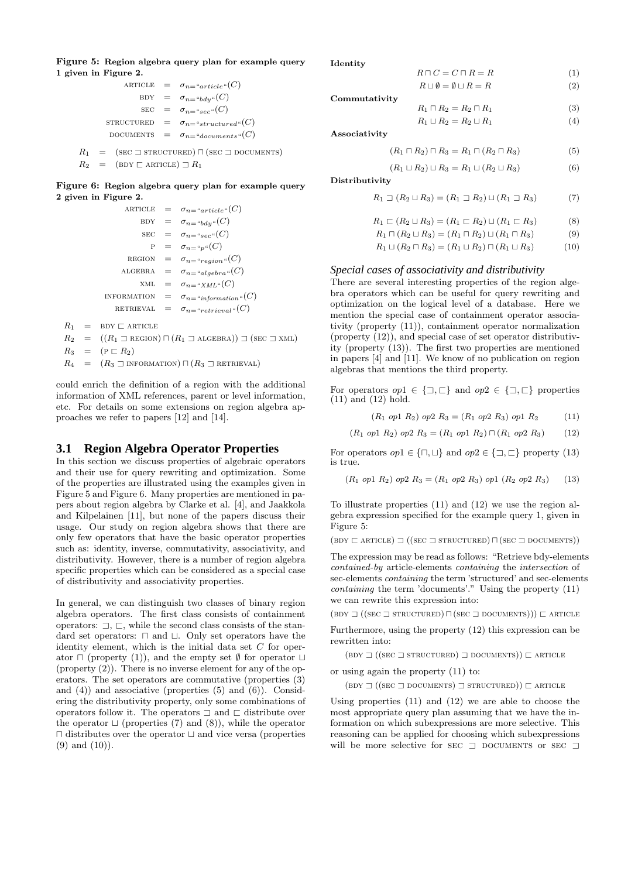**Figure 5: Region algebra query plan for example query 1 given in Figure 2.**

$$\begin{aligned}
\text{ARTICLE} &= \sigma_{n=\text{``}article\text{''}}(C)\\
\text{BDY} &= \sigma_{n=\text{``}bdy\text{''}}(C)\\
\text{SEC} &= \sigma_{n=\text{``}sec\text{''}}(C)\\
\text{STRUCTURED} &= \sigma_{n=\text{``}structured\text{''}}(C)\\
\text{DOCUMENTS} &= \sigma_{n=\text{``}documents\text{''}}(C)
\end{aligned}$$

$$\begin{aligned}
R_1 &= (\text{SEC} \sqsupset \text{STRUCTURED}) \sqcap (\text{SEC} \sqsupset \text{DOCUMENTS})\\
R_2 &= (\text{BDY} \sqsubset \text{ARTICLE}) \sqsupset R_1
\end{aligned}$$

**Figure 6: Region algebra query plan for example query 2 given in Figure 2.**

$$\begin{aligned}
\text{ARTICLE} &= \sigma_{n=\text{``}article\text{''}}(C)\\
\text{BDY} &= \sigma_{n=\text{``}bdy\text{''}}(C)\\
\text{SEC} &= \sigma_{n=\text{``}sec\text{''}}(C)\\
\text{P} &= \sigma_{n=\text{``}p\text{''}}(C)\\
\text{REGION} &= \sigma_{n=\text{``}region\text{''}}(C)\\
\text{ALGEBRA} &= \sigma_{n=\text{``}algebra\text{''}}(C)\\
\text{XML} &= \sigma_{n=\text{``}XML\text{''}}(C)\\
\text{INFORMATION} &= \sigma_{n=\text{``}information\text{''}}(C)\\
\text{RETRIEVAL} &= \sigma_{n=\text{``}retrieval\text{''}}(C)
\end{aligned}$$

$$\begin{aligned}
R_1 &= \text{BDY} \sqsubset \text{ARTICLE}\\
R_2 &= ((R_1 \sqsupset \text{REGION}) \sqcap (R_1 \sqsupset \text{ALGEBRA})) \sqsupset (\text{SEC} \sqsupset \text{XML})\\
R_3 &= (\text{P} \sqsubset R_2)\\
R_4 &= (R_3 \sqsupset \text{INFORMATION}) \sqcap (R_3 \sqsupset \text{RETRIEVAL})
\end{aligned}$$

could enrich the definition of a region with the additional information of XML references, parent or level information, etc. For details on some extensions on region algebra approaches we refer to papers [12] and [14].

## 3.1 Region Algebra Operator Properties

In this section we discuss properties of algebraic operators and their use for query rewriting and optimization. Some of the properties are illustrated using the examples given in Figure 5 and Figure 6. Many properties are mentioned in papers about region algebra by Clarke et al. [4], and Jaakkola and Kilpelainen [11], but none of the papers discuss their usage. Our study on region algebra shows that there are only few operators that have the basic operator properties such as: identity, inverse, commutativity, associativity, and distributivity. However, there is a number of region algebra specific properties which can be considered as a special case of distributivity and associativity properties.

In general, we can distinguish two classes of binary region algebra operators. The first class consists of containment operators: $\sqsupset$, $\sqsubset$, while the second class consists of the standard set operators: $\sqcap$ and $\sqcup$. Only set operators have the identity element, which is the initial data set $C$ for operator $\sqcap$ (property (1)), and the empty set $\emptyset$ for operator $\sqcup$ (property (2)). There is no inverse element for any of the operators. The set operators are commutative (properties (3) and (4)) and associative (properties (5) and (6)). Considering the distributivity property, only some combinations of operators follow it. The operators $\sqsupset$ and $\sqsubset$ distribute over the operator $\sqcup$ (properties (7) and (8)), while the operator $\sqcap$ distributes over the operator $\sqcup$ and vice versa (properties (9) and (10)).

**Identity**

$$R \sqcap C = C \sqcap R = R \tag{1}$$

$$R \sqcup \emptyset = \emptyset \sqcup R = R \tag{2}$$

**Commutativity**

$$R_1 \sqcap R_2 = R_2 \sqcap R_1 \tag{3}$$

$$R_1 \sqcup R_2 = R_2 \sqcup R_1 \tag{4}$$

**Associativity**

$$(R_1 \sqcap R_2) \sqcap R_3 = R_1 \sqcap (R_2 \sqcap R_3) \tag{5}$$

$$(R_1 \sqcup R_2) \sqcup R_3 = R_1 \sqcup (R_2 \sqcup R_3) \tag{6}$$

**Distributivity**

$$R_1 \sqsupset (R_2 \sqcup R_3) = (R_1 \sqsupset R_2) \sqcup (R_1 \sqsupset R_3) \tag{7}$$

$$R_1 \sqsubset (R_2 \sqcup R_3) = (R_1 \sqsubset R_2) \sqcup (R_1 \sqsubset R_3) \tag{8}$$

$$R_1 \sqcap (R_2 \sqcup R_3) = (R_1 \sqcap R_2) \sqcup (R_1 \sqcap R_3) \tag{9}$$

$$R_1 \sqcup (R_2 \sqcap R_3) = (R_1 \sqcup R_2) \sqcap (R_1 \sqcup R_3) \tag{10}$$

### *Special cases of associativity and distributivity*

There are several interesting properties of the region algebra operators which can be useful for query rewriting and optimization on the logical level of a database. Here we mention the special case of containment operator associativity (property (11)), containment operator normalization (property (12)), and special case of set operator distributivity (property (13)). The first two properties are mentioned in papers [4] and [11]. We know of no publication on region algebras that mentions the third property.

For operators $op1 \in \{\sqsupset, \sqsubset\}$ and $op2 \in \{\sqsupset, \sqsubset\}$ properties (11) and (12) hold.

$$(R_1 \ op1 \ R_2) \ op2 \ R_3 = (R_1 \ op2 \ R_3) \ op1 \ R_2 \tag{11}$$

$$(R_1 \ op1 \ R_2) \ op2 \ R_3 = (R_1 \ op1 \ R_2) \sqcap (R_1 \ op2 \ R_3) \tag{12}$$

For operators $op1 \in \{\sqcap, \sqcup\}$ and $op2 \in \{\sqsupset, \sqsubset\}$ property (13) is true.

$$(R_1 \ op1 \ R_2) \ op2 \ R_3 = (R_1 \ op2 \ R_3) \ op1 \ (R_2 \ op2 \ R_3) \tag{13}$$

To illustrate properties (11) and (12) we use the region algebra expression specified for the example query 1, given in Figure 5:

$(\text{BDY} \sqsubset \text{ARTICLE}) \sqsupset ((\text{SEC} \sqsupset \text{STRUCTURED}) \sqcap (\text{SEC} \sqsupset \text{DOCUMENTS}))$

The expression may be read as follows: "Retrieve bdy-elements *contained-by* article-elements *containing* the *intersection* of sec-elements *containing* the term 'structured' and sec-elements *containing* the term 'documents'." Using the property (11) we can rewrite this expression into:

$(\text{BDY} \sqsupset ((\text{SEC} \sqsupset \text{STRUCTURED}) \sqcap (\text{SEC} \sqsupset \text{DOCUMENTS}))) \sqsubset \text{ARTICLE}$

Furthermore, using the property (12) this expression can be rewritten into:

$(\text{BDY} \sqsupset ((\text{SEC} \sqsupset \text{STRUCTURED}) \sqsupset \text{DOCUMENTS})) \sqsubset \text{ARTICLE}$

or using again the property (11) to:

$(\text{BDY} \sqsupset ((\text{SEC} \sqsupset \text{DOCUMENTS}) \sqsupset \text{STRUCTURED})) \sqsubset \text{ARTICLE}$

Using properties (11) and (12) we are able to choose the most appropriate query plan assuming that we have the information on which subexpressions are more selective. This reasoning can be applied for choosing which subexpressions will be more selective for $\text{SEC} \sqsupset \text{DOCUMENTS}$ or $\text{SEC} \sqsupset$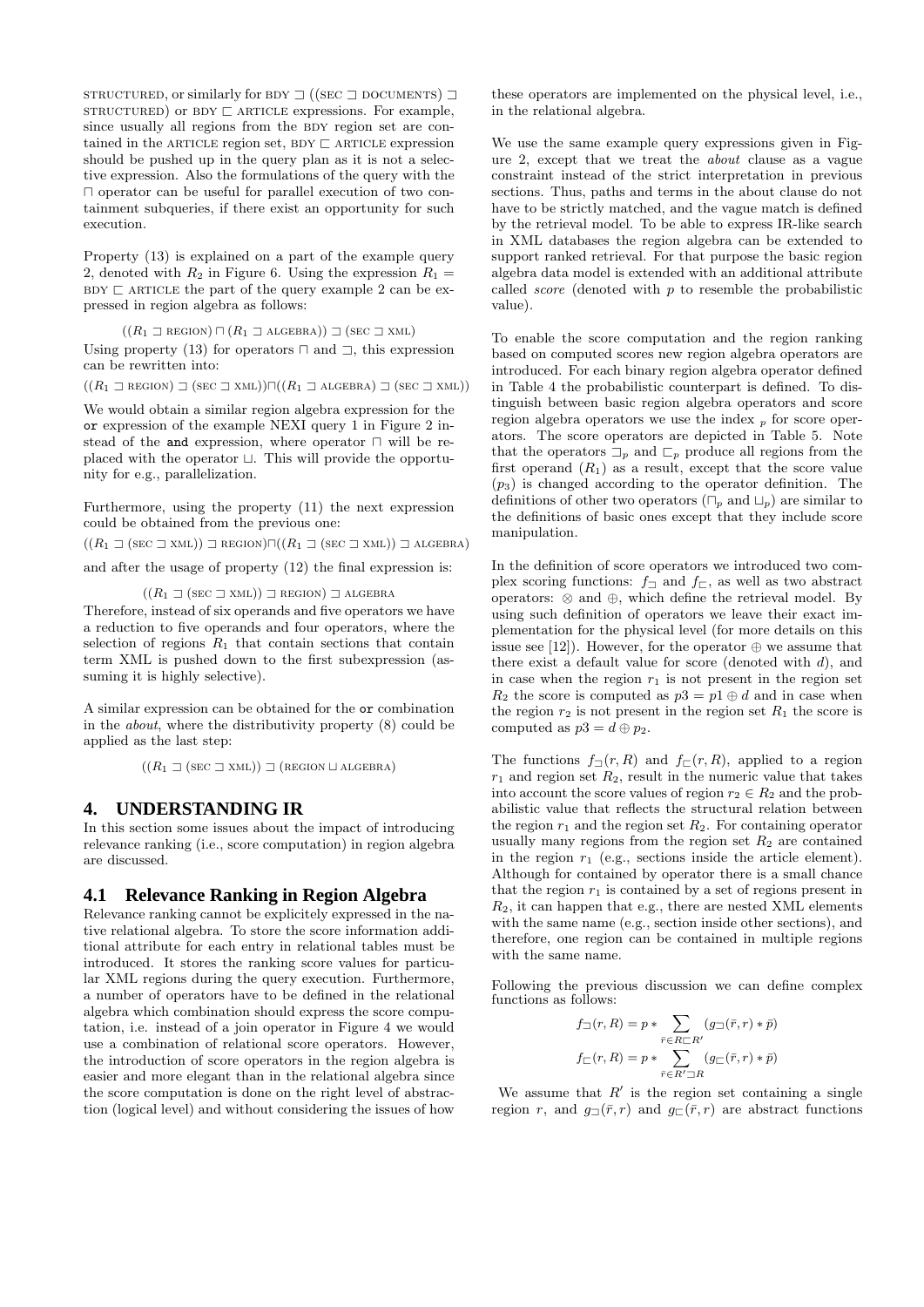STRUCTURED, or similarly for BDY $\sqsupset$ ((SEC $\sqsupset$ DOCUMENTS) $\sqsupset$ STRUCTURED) or BDY $\sqsubset$ ARTICLE expressions. For example, since usually all regions from the BDY region set are contained in the ARTICLE region set, BDY $\sqsubset$ ARTICLE expression should be pushed up in the query plan as it is not a selective expression. Also the formulations of the query with the $\sqcap$ operator can be useful for parallel execution of two containment subqueries, if there exist an opportunity for such execution.

Property (13) is explained on a part of the example query 2, denoted with $R_2$ in Figure 6. Using the expression $R_1 =$ BDY $\sqsubset$ ARTICLE the part of the query example 2 can be expressed in region algebra as follows:

$$((R_1 \sqsupset \text{REGION}) \sqcap (R_1 \sqsupset \text{ALGEBRA})) \sqsupset (\text{SEC} \sqsupset \text{XML})$$

Using property (13) for operators $\sqcap$ and $\sqsupset$, this expression can be rewritten into:

$$((R_1 \sqsupset \text{REGION}) \sqsupset (\text{SEC} \sqsupset \text{XML})) \sqcap ((R_1 \sqsupset \text{ALGEBRA}) \sqsupset (\text{SEC} \sqsupset \text{XML}))$$

We would obtain a similar region algebra expression for the `or` expression of the example NEXI query 1 in Figure 2 instead of the `and` expression, where operator $\sqcap$ will be replaced with the operator $\sqcup$. This will provide the opportunity for e.g., parallelization.

Furthermore, using the property (11) the next expression could be obtained from the previous one:

$$((R_1 \sqsupset (\text{SEC} \sqsupset \text{XML})) \sqsupset \text{REGION}) \sqcap ((R_1 \sqsupset (\text{SEC} \sqsupset \text{XML})) \sqsupset \text{ALGEBRA})$$

and after the usage of property (12) the final expression is:

$$((R_1 \sqsupset (\text{SEC} \sqsupset \text{XML})) \sqsupset \text{REGION}) \sqsupset \text{ALGEBRA}$$

Therefore, instead of six operands and five operators we have a reduction to five operands and four operators, where the selection of regions $R_1$ that contain sections that contain term XML is pushed down to the first subexpression (assuming it is highly selective).

A similar expression can be obtained for the `or` combination in the *about*, where the distributivity property (8) could be applied as the last step:

$$((R_1 \sqsupset (\text{SEC} \sqsupset \text{XML})) \sqsupset (\text{REGION} \sqcup \text{ALGEBRA})$$

## 4. UNDERSTANDING IR

In this section some issues about the impact of introducing relevance ranking (i.e., score computation) in region algebra are discussed.

### 4.1 Relevance Ranking in Region Algebra

Relevance ranking cannot be explicitely expressed in the native relational algebra. To store the score information additional attribute for each entry in relational tables must be introduced. It stores the ranking score values for particular XML regions during the query execution. Furthermore, a number of operators have to be defined in the relational algebra which combination should express the score computation, i.e. instead of a join operator in Figure 4 we would use a combination of relational score operators. However, the introduction of score operators in the region algebra is easier and more elegant than in the relational algebra since the score computation is done on the right level of abstraction (logical level) and without considering the issues of how these operators are implemented on the physical level, i.e., in the relational algebra.

We use the same example query expressions given in Figure 2, except that we treat the *about* clause as a vague constraint instead of the strict interpretation in previous sections. Thus, paths and terms in the about clause do not have to be strictly matched, and the vague match is defined by the retrieval model. To be able to express IR-like search in XML databases the region algebra can be extended to support ranked retrieval. For that purpose the basic region algebra data model is extended with an additional attribute called *score* (denoted with $p$ to resemble the probabilistic value).

To enable the score computation and the region ranking based on computed scores new region algebra operators are introduced. For each binary region algebra operator defined in Table 4 the probabilistic counterpart is defined. To distinguish between basic region algebra operators and score region algebra operators we use the index $_p$ for score operators. The score operators are depicted in Table 5. Note that the operators $\sqsupset_p$ and $\sqsubset_p$ produce all regions from the first operand ($R_1$) as a result, except that the score value ($p_3$) is changed according to the operator definition. The definitions of other two operators ($\sqcap_p$ and $\sqcup_p$) are similar to the definitions of basic ones except that they include score manipulation.

In the definition of score operators we introduced two complex scoring functions: $f_\sqsupset$ and $f_\sqsubset$, as well as two abstract operators: $\otimes$ and $\oplus$, which define the retrieval model. By using such definition of operators we leave their exact implementation for the physical level (for more details on this issue see [12]). However, for the operator $\oplus$ we assume that there exist a default value for score (denoted with $d$), and in case when the region $r_1$ is not present in the region set $R_2$ the score is computed as $p3 = p1 \oplus d$ and in case when the region $r_2$ is not present in the region set $R_1$ the score is computed as $p3 = d \oplus p_2$.

The functions $f_\sqsupset(r, R)$ and $f_\sqsubset(r, R)$, applied to a region $r_1$ and region set $R_2$, result in the numeric value that takes into account the score values of region $r_2 \in R_2$ and the probabilistic value that reflects the structural relation between the region $r_1$ and the region set $R_2$. For containing operator usually many regions from the region set $R_2$ are contained in the region $r_1$ (e.g., sections inside the article element). Although for contained by operator there is a small chance that the region $r_1$ is contained by a set of regions present in $R_2$, it can happen that e.g., there are nested XML elements with the same name (e.g., section inside other sections), and therefore, one region can be contained in multiple regions with the same name.

Following the previous discussion we can define complex functions as follows:

$$f_\sqsupset(r, R) = p * \sum_{\bar{r} \in R \sqsubset R'} (g_\sqsupset(\bar{r}, r) * \bar{p})$$

$$f_\sqsubset(r, R) = p * \sum_{\bar{r} \in R' \sqsupset R} (g_\sqsubset(\bar{r}, r) * \bar{p})$$

We assume that $R'$ is the region set containing a single region $r$, and $g_\sqsupset(\bar{r}, r)$ and $g_\sqsubset(\bar{r}, r)$ are abstract functions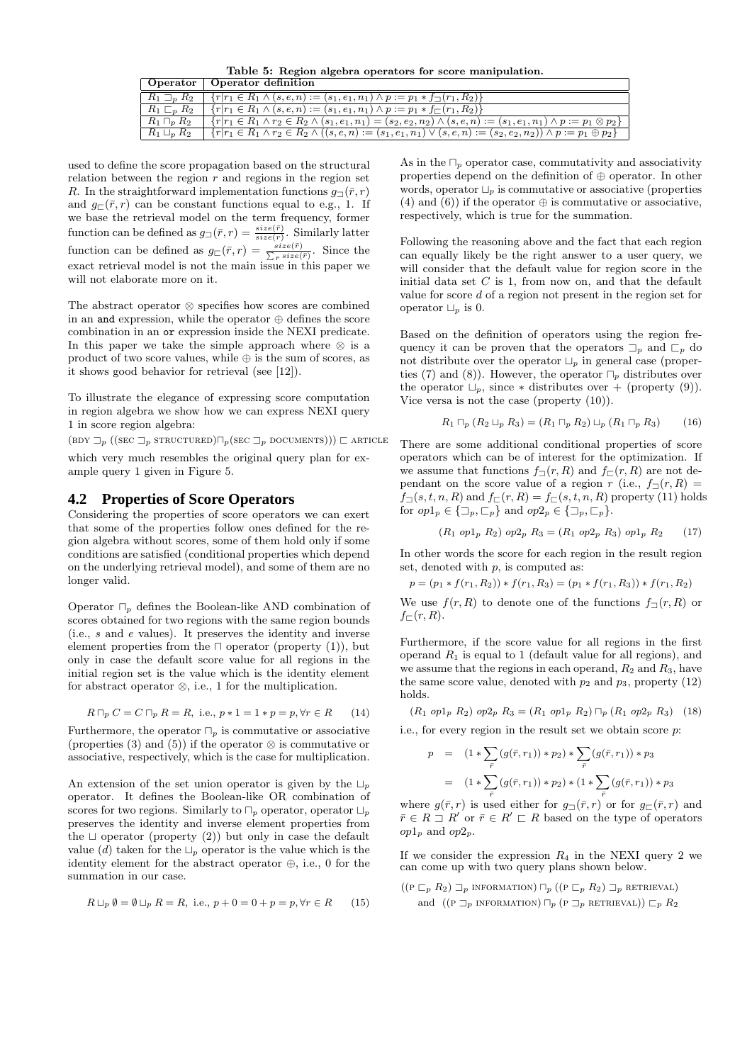**Table 5: Region algebra operators for score manipulation.**

| Operator | Operator definition |
|---|---|
| $R_1 \sqsupset_p R_2$ | $\{r \mid r_1 \in R_1 \wedge (s,e,n) := (s_1,e_1,n_1) \wedge p := p_1 * f_{\sqsupset}(r_1,R_2)\}$ |
| $R_1 \sqsubset_p R_2$ | $\{r \mid r_1 \in R_1 \wedge (s,e,n) := (s_1,e_1,n_1) \wedge p := p_1 * f_{\sqsubset}(r_1,R_2)\}$ |
| $R_1 \sqcap_p R_2$ | $\{r \mid r_1 \in R_1 \wedge r_2 \in R_2 \wedge (s_1,e_1,n_1) = (s_2,e_2,n_2) \wedge (s,e,n) := (s_1,e_1,n_1) \wedge p := p_1 \otimes p_2\}$ |
| $R_1 \sqcup_p R_2$ | $\{r \mid r_1 \in R_1 \wedge r_2 \in R_2 \wedge ((s,e,n) := (s_1,e_1,n_1) \vee (s,e,n) := (s_2,e_2,n_2)) \wedge p := p_1 \oplus p_2\}$ |

used to define the score propagation based on the structural relation between the region $r$ and regions in the region set $R$. In the straightforward implementation functions $g_{\sqsupset}(\bar{r}, r)$ and $g_{\sqsubset}(\bar{r}, r)$ can be constant functions equal to e.g., 1. If we base the retrieval model on the term frequency, former function can be defined as $g_{\sqsupset}(\bar{r}, r) = \frac{size(\bar{r})}{size(r)}$. Similarly latter function can be defined as $g_{\sqsubset}(\bar{r}, r) = \frac{size(\bar{r})}{\sum_{\bar{r}} size(\bar{r})}$. Since the exact retrieval model is not the main issue in this paper we will not elaborate more on it.

The abstract operator $\otimes$ specifies how scores are combined in an **and** expression, while the operator $\oplus$ defines the score combination in an **or** expression inside the NEXI predicate. In this paper we take the simple approach where $\otimes$ is a product of two score values, while $\oplus$ is the sum of scores, as it shows good behavior for retrieval (see [12]).

To illustrate the elegance of expressing score computation in region algebra we show how we can express NEXI query 1 in score region algebra:

(BDY $\sqsupset_p$ ((SEC $\sqsupset_p$ STRUCTURED)$\sqcap_p$(SEC $\sqsupset_p$ DOCUMENTS))) $\sqsubset$ ARTICLE

which very much resembles the original query plan for example query 1 given in Figure 5.

## 4.2 Properties of Score Operators

Considering the properties of score operators we can exert that some of the properties follow ones defined for the region algebra without scores, some of them hold only if some conditions are satisfied (conditional properties which depend on the underlying retrieval model), and some of them are no longer valid.

Operator $\sqcap_p$ defines the Boolean-like AND combination of scores obtained for two regions with the same region bounds (i.e., $s$ and $e$ values). It preserves the identity and inverse element properties from the $\sqcap$ operator (property (1)), but only in case the default score value for all regions in the initial region set is the value which is the identity element for abstract operator $\otimes$, i.e., 1 for the multiplication.

$$R \sqcap_p C = C \sqcap_p R = R, \text{ i.e., } p * 1 = 1 * p = p, \forall r \in R \qquad (14)$$

Furthermore, the operator $\sqcap_p$ is commutative or associative (properties (3) and (5)) if the operator $\otimes$ is commutative or associative, respectively, which is the case for multiplication.

An extension of the set union operator is given by the $\sqcup_p$ operator. It defines the Boolean-like OR combination of scores for two regions. Similarly to $\sqcap_p$ operator, operator $\sqcup_p$ preserves the identity and inverse element properties from the $\sqcup$ operator (property (2)) but only in case the default value ($d$) taken for the $\sqcup_p$ operator is the value which is the identity element for the abstract operator $\oplus$, i.e., 0 for the summation in our case.

$$R \sqcup_p \emptyset = \emptyset \sqcup_p R = R, \text{ i.e., } p + 0 = 0 + p = p, \forall r \in R \qquad (15)$$

As in the $\sqcap_p$ operator case, commutativity and associativity properties depend on the definition of $\oplus$ operator. In other words, operator $\sqcup_p$ is commutative or associative (properties (4) and (6)) if the operator $\oplus$ is commutative or associative, respectively, which is true for the summation.

Following the reasoning above and the fact that each region can equally likely be the right answer to a user query, we will consider that the default value for region score in the initial data set $C$ is 1, from now on, and that the default value for score $d$ of a region not present in the region set for operator $\sqcup_p$ is 0.

Based on the definition of operators using the region frequency it can be proven that the operators $\sqsupset_p$ and $\sqsubset_p$ do not distribute over the operator $\sqcup_p$ in general case (properties (7) and (8)). However, the operator $\sqcap_p$ distributes over the operator $\sqcup_p$, since $*$ distributes over $+$ (property (9)). Vice versa is not the case (property (10)).

$$R_1 \sqcap_p (R_2 \sqcup_p R_3) = (R_1 \sqcap_p R_2) \sqcup_p (R_1 \sqcap_p R_3) \qquad (16)$$

There are some additional conditional properties of score operators which can be of interest for the optimization. If we assume that functions $f_{\sqsupset}(r, R)$ and $f_{\sqsubset}(r, R)$ are not dependant on the score value of a region $r$ (i.e., $f_{\sqsupset}(r, R) = f_{\sqsupset}(s, t, n, R)$ and $f_{\sqsubset}(r, R) = f_{\sqsubset}(s, t, n, R)$ property (11) holds for $op1_p \in \{\sqsupset_p, \sqsubset_p\}$ and $op2_p \in \{\sqsupset_p, \sqsubset_p\}$.

$$(R_1 \; op1_p \; R_2) \; op2_p \; R_3 = (R_1 \; op2_p \; R_3) \; op1_p \; R_2 \qquad (17)$$

In other words the score for each region in the result region set, denoted with $p$, is computed as:

$$p = (p_1 * f(r_1, R_2)) * f(r_1, R_3) = (p_1 * f(r_1, R_3)) * f(r_1, R_2)$$

We use $f(r, R)$ to denote one of the functions $f_{\sqsupset}(r, R)$ or $f_{\sqsubset}(r, R)$.

Furthermore, if the score value for all regions in the first operand $R_1$ is equal to 1 (default value for all regions), and we assume that the regions in each operand, $R_2$ and $R_3$, have the same score value, denoted with $p_2$ and $p_3$, property (12) holds.

$$(R_1 \; op1_p \; R_2) \; op2_p \; R_3 = (R_1 \; op1_p \; R_2) \sqcap_p (R_1 \; op2_p \; R_3) \qquad (18)$$

i.e., for every region in the result set we obtain score $p$:

$$\begin{aligned} p &= (1 * \sum_{\bar{r}} (g(\bar{r}, r_1)) * p_2) * \sum_{\bar{r}} (g(\bar{r}, r_1)) * p_3 \\ &= (1 * \sum_{\bar{r}} (g(\bar{r}, r_1)) * p_2) * (1 * \sum_{\bar{r}} (g(\bar{r}, r_1)) * p_3 \end{aligned}$$

where $g(\bar{r}, r)$ is used either for $g_{\sqsupset}(\bar{r}, r)$ or for $g_{\sqsubset}(\bar{r}, r)$ and $\bar{r} \in R \sqsupset R'$ or $\bar{r} \in R' \sqsubset R$ based on the type of operators $op1_p$ and $op2_p$.

If we consider the expression $R_4$ in the NEXI query 2 we can come up with two query plans shown below.

((P $\sqsubset_p$ $R_2$) $\sqsupset_p$ INFORMATION) $\sqcap_p$ ((P $\sqsubset_p$ $R_2$) $\sqsupset_p$ RETRIEVAL)
and ((P $\sqsupset_p$ INFORMATION) $\sqcap_p$ (P $\sqsupset_p$ RETRIEVAL)) $\sqsubset_p$ $R_2$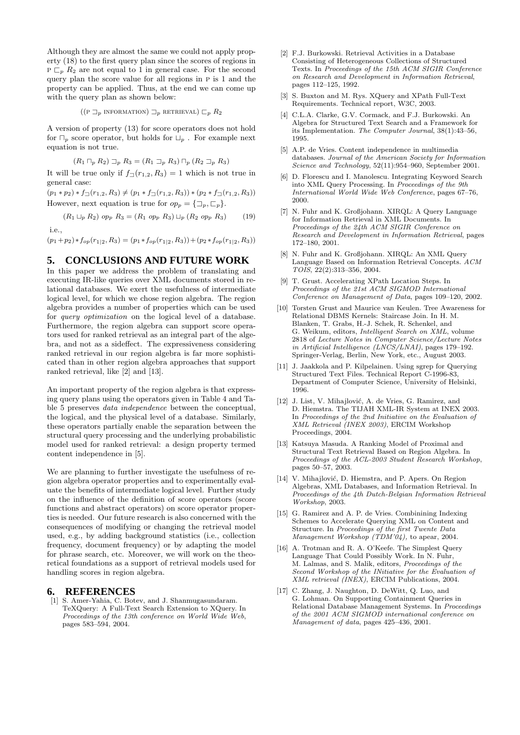Although they are almost the same we could not apply property (18) to the first query plan since the scores of regions in $\text{P} \sqsubset_p R_2$ are not equal to 1 in general case. For the second query plan the score value for all regions in P is 1 and the property can be applied. Thus, at the end we can come up with the query plan as shown below:

$$((\text{P} \sqsupset_p \text{INFORMATION}) \sqsupset_p \text{RETRIEVAL}) \sqsubset_p R_2$$

A version of property (13) for score operators does not hold for $\sqcap_p$ score operator, but holds for $\sqcup_p$ . For example next equation is not true.

$$(R_1 \sqcap_p R_2) \sqsupset_p R_3 = (R_1 \sqsupset_p R_3) \sqcap_p (R_2 \sqsupset_p R_3)$$

It will be true only if $f_{\sqsupset}(r_{1,2}, R_3) = 1$ which is not true in general case:

$(p_1 * p_2) * f_{\sqsupset}(r_{1,2}, R_3) \neq (p_1 * f_{\sqsupset}(r_{1,2}, R_3)) * (p_2 * f_{\sqsupset}(r_{1,2}, R_3))$

However, next equation is true for $op_p = \{\sqsupset_p, \sqsubset_p\}$.

$$(R_1 \sqcup_p R_2)\ op_p\ R_3 = (R_1\ op_p\ R_3) \sqcup_p (R_2\ op_p\ R_3) \qquad (19)$$

i.e.,

$(p_1 + p_2) * f_{op}(r_{1|2}, R_3) = (p_1 * f_{op}(r_{1|2}, R_3)) + (p_2 * f_{op}(r_{1|2}, R_3))$

## 5. CONCLUSIONS AND FUTURE WORK

In this paper we address the problem of translating and executing IR-like queries over XML documents stored in relational databases. We exert the usefulness of intermediate logical level, for which we chose region algebra. The region algebra provides a number of properties which can be used for *query optimization* on the logical level of a database. Furthermore, the region algebra can support score operators used for ranked retrieval as an integral part of the algebra, and not as a sideffect. The expressiveness considering ranked retrieval in our region algebra is far more sophisticated than in other region algebra approaches that support ranked retrieval, like [2] and [13].

An important property of the region algebra is that expressing query plans using the operators given in Table 4 and Table 5 preserves *data independence* between the conceptual, the logical, and the physical level of a database. Similarly, these operators partially enable the separation between the structural query processing and the underlying probabilistic model used for ranked retrieval: a design property termed content independence in [5].

We are planning to further investigate the usefulness of region algebra operator properties and to experimentally evaluate the benefits of intermediate logical level. Further study on the influence of the definition of score operators (score functions and abstract operators) on score operator properties is needed. Our future research is also concerned with the consequences of modifying or changing the retrieval model used, e.g., by adding background statistics (i.e., collection frequency, document frequency) or by adapting the model for phrase search, etc. Moreover, we will work on the theoretical foundations as a support of retrieval models used for handling scores in region algebra.

## 6. REFERENCES

[1] S. Amer-Yahia, C. Botev, and J. Shanmugasundaram. TeXQuery: A Full-Text Search Extension to XQuery. In *Proceedings of the 13th conference on World Wide Web*, pages 583–594, 2004.

[2] F.J. Burkowski. Retrieval Activities in a Database Consisting of Heterogeneous Collections of Structured Texts. In *Proceedings of the 15th ACM SIGIR Conference on Research and Development in Information Retrieval*, pages 112–125, 1992.

[3] S. Buxton and M. Rys. XQuery and XPath Full-Text Requirements. Technical report, W3C, 2003.

[4] C.L.A. Clarke, G.V. Cormack, and F.J. Burkowski. An Algebra for Structured Text Search and a Framework for its Implementation. *The Computer Journal*, 38(1):43–56, 1995.

[5] A.P. de Vries. Content independence in multimedia databases. *Journal of the American Society for Information Science and Technology*, 52(11):954–960, September 2001.

[6] D. Florescu and I. Manolescu. Integrating Keyword Search into XML Query Processing. In *Proceedings of the 9th International World Wide Web Conference*, pages 67–76, 2000.

[7] N. Fuhr and K. Großjohann. XIRQL: A Query Language for Information Retrieval in XML Documents. In *Proceedings of the 24th ACM SIGIR Conference on Research and Development in Information Retrieval*, pages 172–180, 2001.

[8] N. Fuhr and K. Großjohann. XIRQL: An XML Query Language Based on Information Retrieval Concepts. *ACM TOIS*, 22(2):313–356, 2004.

[9] T. Grust. Accelerating XPath Location Steps. In *Proceedings of the 21st ACM SIGMOD International Conference on Management of Data*, pages 109–120, 2002.

[10] Torsten Grust and Maurice van Keulen. Tree Awareness for Relational DBMS Kernels: Staircase Join. In H. M. Blanken, T. Grabs, H.-J. Schek, R. Schenkel, and G. Weikum, editors, *Intelligent Search on XML*, volume 2818 of *Lecture Notes in Computer Science/Lecture Notes in Artificial Intelligence (LNCS/LNAI)*, pages 179–192. Springer-Verlag, Berlin, New York, etc., August 2003.

[11] J. Jaakkola and P. Kilpelainen. Using sgrep for Querying Structured Text Files. Technical Report C-1996-83, Department of Computer Science, University of Helsinki, 1996.

[12] J. List, V. Mihajlović, A. de Vries, G. Ramirez, and D. Hiemstra. The TIJAH XML-IR System at INEX 2003. In *Proceedings of the 2nd Initiative on the Evaluation of XML Retrieval (INEX 2003)*, ERCIM Workshop Proceedings, 2004.

[13] Katsuya Masuda. A Ranking Model of Proximal and Structural Text Retrieval Based on Region Algebra. In *Proceedings of the ACL-2003 Student Research Workshop*, pages 50–57, 2003.

[14] V. Mihajlović, D. Hiemstra, and P. Apers. On Region Algebras, XML Databases, and Information Retrieval. In *Proceedings of the 4th Dutch-Belgian Information Retrieval Workshop*, 2003.

[15] G. Ramirez and A. P. de Vries. Combinining Indexing Schemes to Accelerate Querying XML on Content and Structure. In *Proceedings of the first Twente Data Management Workshop (TDM'04)*, to apear, 2004.

[16] A. Trotman and R. A. O'Keefe. The Simplest Query Language That Could Possibly Work. In N. Fuhr, M. Lalmas, and S. Malik, editors, *Proceedings of the Second Workshop of the INitiative for the Evaluation of XML retrieval (INEX)*, ERCIM Publications, 2004.

[17] C. Zhang, J. Naughton, D. DeWitt, Q. Luo, and G. Lohman. On Supporting Containment Queries in Relational Database Management Systems. In *Proceedings of the 2001 ACM SIGMOD international conference on Management of data*, pages 425–436, 2001.